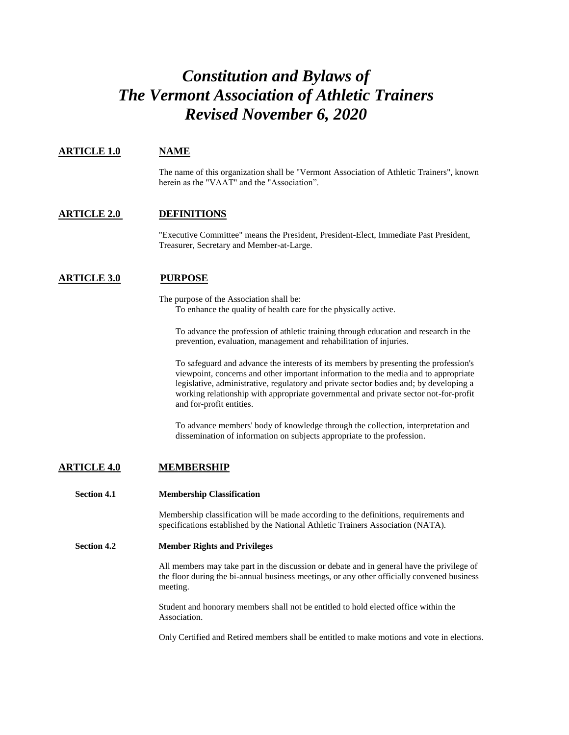# *Constitution and Bylaws of The Vermont Association of Athletic Trainers Revised November 6, 2020*

## ARTICLE 1.0 NAME

The name of this organization shall be "Vermont Association of Athletic Trainers", known herein as the "VAAT" and the "Association".

## ARTICLE 2.0 DEFINITIONS

"Executive Committee" means the President, President-Elect, Immediate Past President, Treasurer, Secretary and Member-at-Large.

## ARTICLE 3.0 PURPOSE

The purpose of the Association shall be:

To enhance the quality of health care for the physically active.

To advance the profession of athletic training through education and research in the prevention, evaluation, management and rehabilitation of injuries.

To safeguard and advance the interests of its members by presenting the profession's viewpoint, concerns and other important information to the media and to appropriate legislative, administrative, regulatory and private sector bodies and; by developing a working relationship with appropriate governmental and private sector not-for-profit and for-profit entities.

To advance members' body of knowledge through the collection, interpretation and dissemination of information on subjects appropriate to the profession.

## ARTICLE 4.0 MEMBERSHIP

### Section 4.1 Membership Classification

Membership classification will be made according to the definitions, requirements and specifications established by the National Athletic Trainers Association (NATA).

### Section 4.2 Member Rights and Privileges

All members may take part in the discussion or debate and in general have the privilege of the floor during the bi-annual business meetings, or any other officially convened business meeting.

Student and honorary members shall not be entitled to hold elected office within the Association.

Only Certified and Retired members shall be entitled to make motions and vote in elections.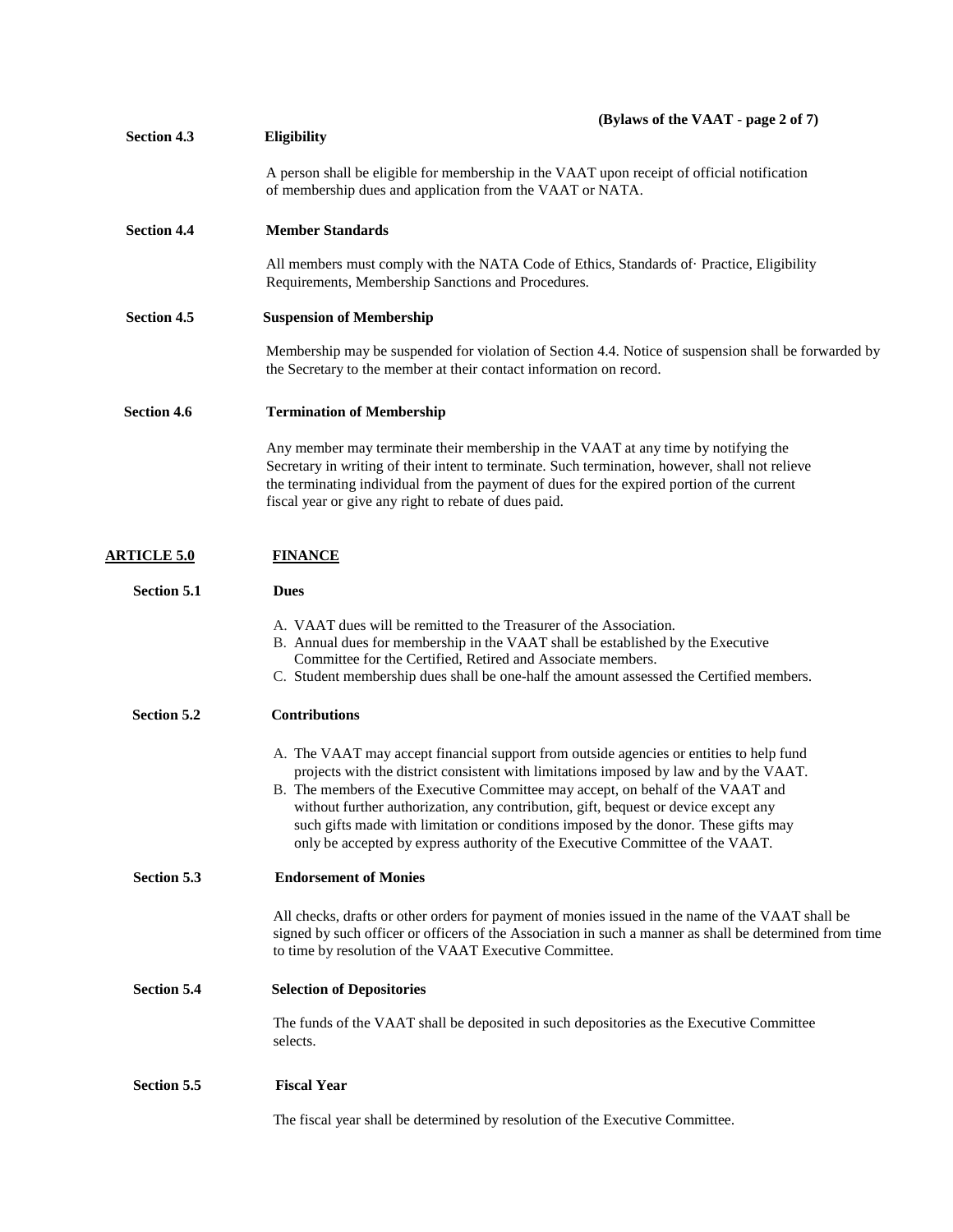### Section 4.3 Eligibility

A person shall be eligible for membership in the VAAT upon receipt of official notification of membership dues and application from the VAAT or NATA.

### Section 4.4 Member Standards

All members must comply with the NATA Code of Ethics, Standards of· Practice, Eligibility Requirements, Membership Sanctions and Procedures.

### Section 4.5 Suspension of Membership

Membership may be suspended for violation of Section 4.4. Notice of suspension shall be forwarded by the Secretary to the member at their contact information on record.

### Section 4.6 Termination of Membership

Any member may terminate their membership in the VAAT at any time by notifying the Secretary in writing of their intent to terminate. Such termination, however, shall not relieve the terminating individual from the payment of dues for the expired portion of the current fiscal year or give any right to rebate of dues paid.

## ARTICLE 5.0 FINANCE

### Section 5.1 Dues

A. VAAT dues will be remitted to the Treasurer of the Association.
B. Annual dues for membership in the VAAT shall be established by the Executive Committee for the Certified, Retired and Associate members.
C. Student membership dues shall be one-half the amount assessed the Certified members.

### Section 5.2 Contributions

A. The VAAT may accept financial support from outside agencies or entities to help fund projects with the district consistent with limitations imposed by law and by the VAAT.
B. The members of the Executive Committee may accept, on behalf of the VAAT and without further authorization, any contribution, gift, bequest or device except any such gifts made with limitation or conditions imposed by the donor. These gifts may only be accepted by express authority of the Executive Committee of the VAAT.

### Section 5.3 Endorsement of Monies

All checks, drafts or other orders for payment of monies issued in the name of the VAAT shall be signed by such officer or officers of the Association in such a manner as shall be determined from time to time by resolution of the VAAT Executive Committee.

### Section 5.4 Selection of Depositories

The funds of the VAAT shall be deposited in such depositories as the Executive Committee selects.

### Section 5.5 Fiscal Year

The fiscal year shall be determined by resolution of the Executive Committee.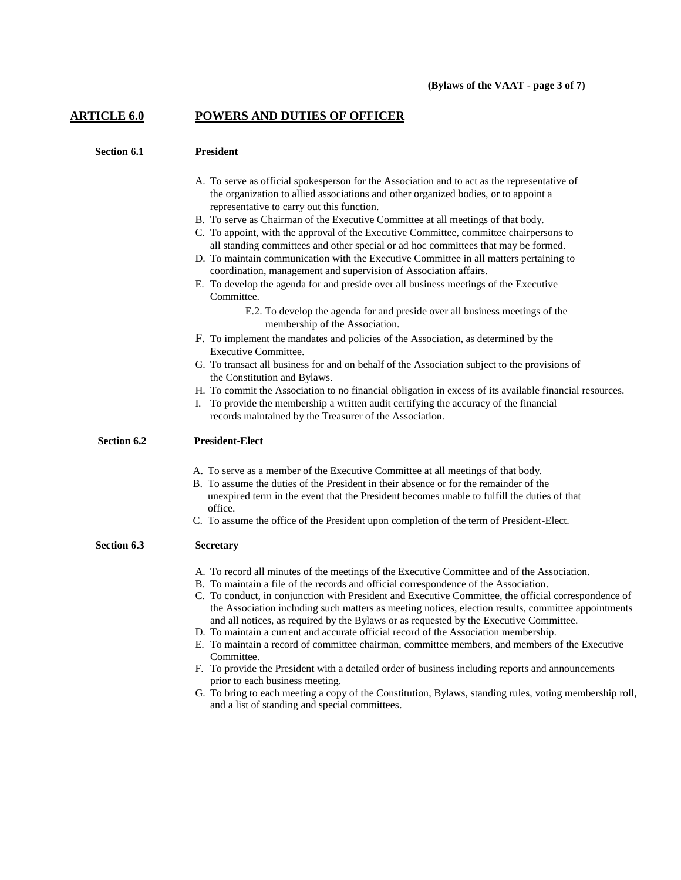## ARTICLE 6.0 POWERS AND DUTIES OF OFFICER

### Section 6.1 President

A. To serve as official spokesperson for the Association and to act as the representative of the organization to allied associations and other organized bodies, or to appoint a representative to carry out this function.

B. To serve as Chairman of the Executive Committee at all meetings of that body.

C. To appoint, with the approval of the Executive Committee, committee chairpersons to all standing committees and other special or ad hoc committees that may be formed.

D. To maintain communication with the Executive Committee in all matters pertaining to coordination, management and supervision of Association affairs.

E. To develop the agenda for and preside over all business meetings of the Executive Committee.

> E.2. To develop the agenda for and preside over all business meetings of the membership of the Association.

F. To implement the mandates and policies of the Association, as determined by the Executive Committee.

G. To transact all business for and on behalf of the Association subject to the provisions of the Constitution and Bylaws.

H. To commit the Association to no financial obligation in excess of its available financial resources.

I. To provide the membership a written audit certifying the accuracy of the financial records maintained by the Treasurer of the Association.

### Section 6.2 President-Elect

A. To serve as a member of the Executive Committee at all meetings of that body.

B. To assume the duties of the President in their absence or for the remainder of the unexpired term in the event that the President becomes unable to fulfill the duties of that office.

C. To assume the office of the President upon completion of the term of President-Elect.

### Section 6.3 Secretary

A. To record all minutes of the meetings of the Executive Committee and of the Association.

B. To maintain a file of the records and official correspondence of the Association.

C. To conduct, in conjunction with President and Executive Committee, the official correspondence of the Association including such matters as meeting notices, election results, committee appointments and all notices, as required by the Bylaws or as requested by the Executive Committee.

D. To maintain a current and accurate official record of the Association membership.

E. To maintain a record of committee chairman, committee members, and members of the Executive Committee.

F. To provide the President with a detailed order of business including reports and announcements prior to each business meeting.

G. To bring to each meeting a copy of the Constitution, Bylaws, standing rules, voting membership roll, and a list of standing and special committees.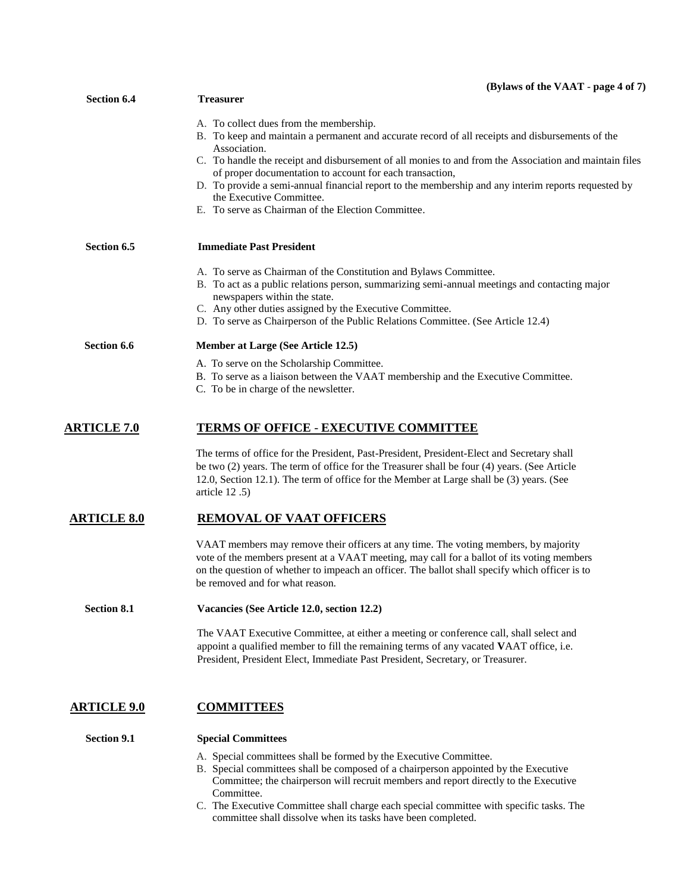**Section 6.4** **Treasurer**

A. To collect dues from the membership.
B. To keep and maintain a permanent and accurate record of all receipts and disbursements of the Association.
C. To handle the receipt and disbursement of all monies to and from the Association and maintain files of proper documentation to account for each transaction,
D. To provide a semi-annual financial report to the membership and any interim reports requested by the Executive Committee.
E. To serve as Chairman of the Election Committee.

**Section 6.5** **Immediate Past President**

A. To serve as Chairman of the Constitution and Bylaws Committee.
B. To act as a public relations person, summarizing semi-annual meetings and contacting major newspapers within the state.
C. Any other duties assigned by the Executive Committee.
D. To serve as Chairperson of the Public Relations Committee. (See Article 12.4)

**Section 6.6** **Member at Large (See Article 12.5)**

A. To serve on the Scholarship Committee.
B. To serve as a liaison between the VAAT membership and the Executive Committee.
C. To be in charge of the newsletter.

## ARTICLE 7.0 TERMS OF OFFICE - EXECUTIVE COMMITTEE

The terms of office for the President, Past-President, President-Elect and Secretary shall be two (2) years. The term of office for the Treasurer shall be four (4) years. (See Article 12.0, Section 12.1). The term of office for the Member at Large shall be (3) years. (See article 12 .5)

## ARTICLE 8.0 REMOVAL OF VAAT OFFICERS

VAAT members may remove their officers at any time. The voting members, by majority vote of the members present at a VAAT meeting, may call for a ballot of its voting members on the question of whether to impeach an officer. The ballot shall specify which officer is to be removed and for what reason.

**Section 8.1** **Vacancies (See Article 12.0, section 12.2)**

The VAAT Executive Committee, at either a meeting or conference call, shall select and appoint a qualified member to fill the remaining terms of any vacated **V**AAT office, i.e. President, President Elect, Immediate Past President, Secretary, or Treasurer.

## ARTICLE 9.0 COMMITTEES

**Section 9.1** **Special Committees**

A. Special committees shall be formed by the Executive Committee.
B. Special committees shall be composed of a chairperson appointed by the Executive Committee; the chairperson will recruit members and report directly to the Executive Committee.
C. The Executive Committee shall charge each special committee with specific tasks. The committee shall dissolve when its tasks have been completed.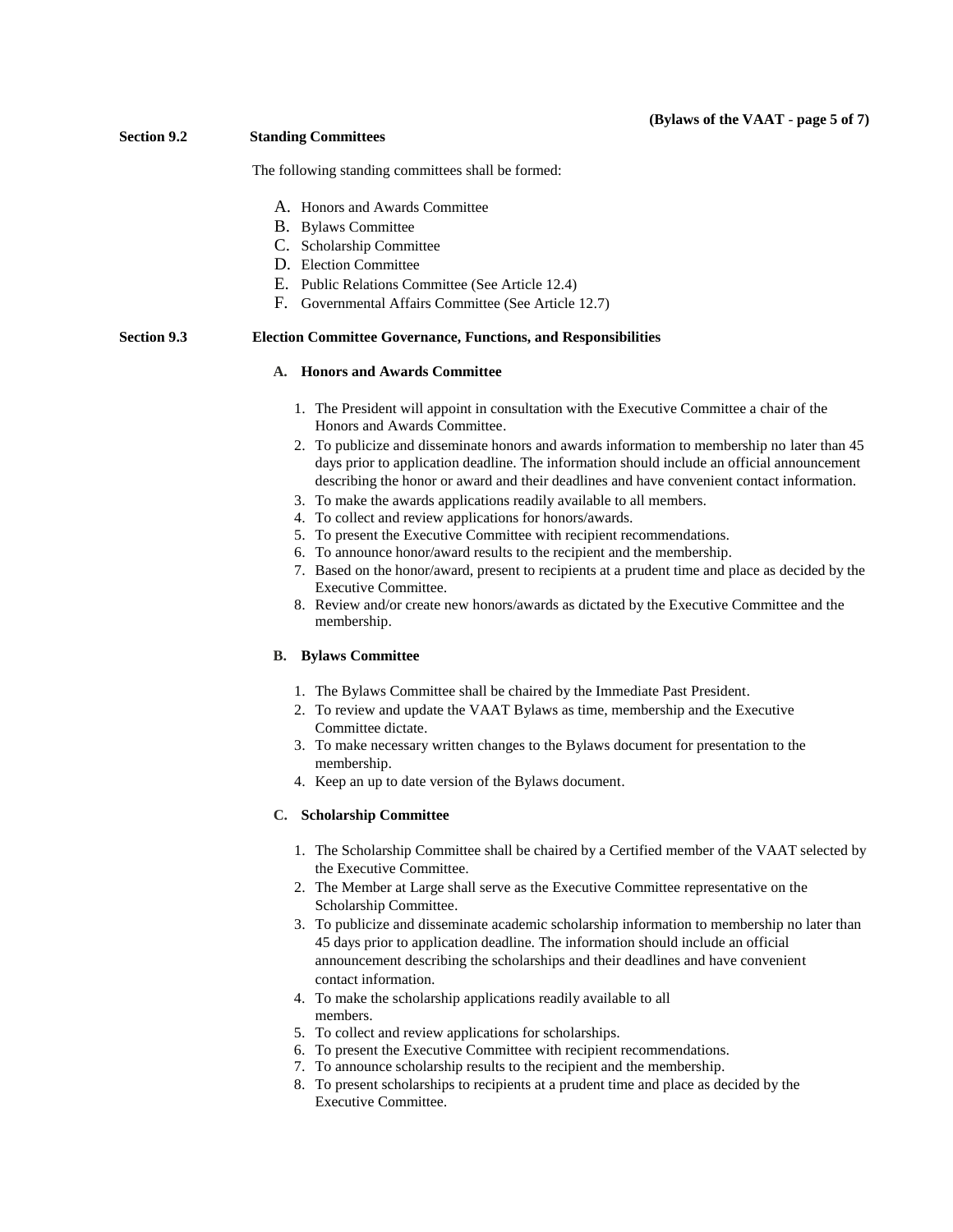**Section 9.2 Standing Committees**

The following standing committees shall be formed:

A. Honors and Awards Committee
B. Bylaws Committee
C. Scholarship Committee
D. Election Committee
E. Public Relations Committee (See Article 12.4)
F. Governmental Affairs Committee (See Article 12.7)

**Section 9.3 Election Committee Governance, Functions, and Responsibilities**

**A. Honors and Awards Committee**

1. The President will appoint in consultation with the Executive Committee a chair of the Honors and Awards Committee.
2. To publicize and disseminate honors and awards information to membership no later than 45 days prior to application deadline. The information should include an official announcement describing the honor or award and their deadlines and have convenient contact information.
3. To make the awards applications readily available to all members.
4. To collect and review applications for honors/awards.
5. To present the Executive Committee with recipient recommendations.
6. To announce honor/award results to the recipient and the membership.
7. Based on the honor/award, present to recipients at a prudent time and place as decided by the Executive Committee.
8. Review and/or create new honors/awards as dictated by the Executive Committee and the membership.

**B. Bylaws Committee**

1. The Bylaws Committee shall be chaired by the Immediate Past President.
2. To review and update the VAAT Bylaws as time, membership and the Executive Committee dictate.
3. To make necessary written changes to the Bylaws document for presentation to the membership.
4. Keep an up to date version of the Bylaws document.

**C. Scholarship Committee**

1. The Scholarship Committee shall be chaired by a Certified member of the VAAT selected by the Executive Committee.
2. The Member at Large shall serve as the Executive Committee representative on the Scholarship Committee.
3. To publicize and disseminate academic scholarship information to membership no later than 45 days prior to application deadline. The information should include an official announcement describing the scholarships and their deadlines and have convenient contact information.
4. To make the scholarship applications readily available to all members.
5. To collect and review applications for scholarships.
6. To present the Executive Committee with recipient recommendations.
7. To announce scholarship results to the recipient and the membership.
8. To present scholarships to recipients at a prudent time and place as decided by the Executive Committee.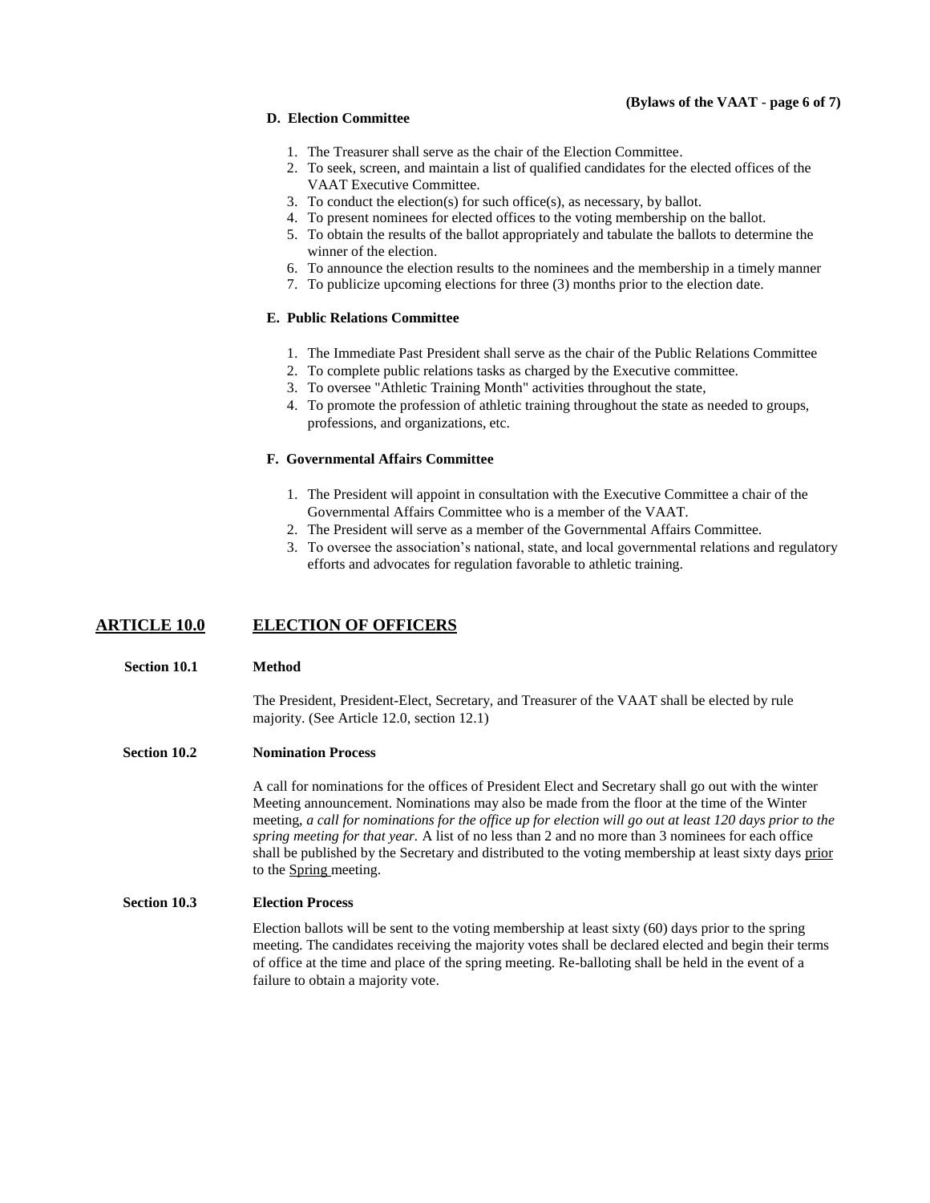**D. Election Committee**

1. The Treasurer shall serve as the chair of the Election Committee.
2. To seek, screen, and maintain a list of qualified candidates for the elected offices of the VAAT Executive Committee.
3. To conduct the election(s) for such office(s), as necessary, by ballot.
4. To present nominees for elected offices to the voting membership on the ballot.
5. To obtain the results of the ballot appropriately and tabulate the ballots to determine the winner of the election.
6. To announce the election results to the nominees and the membership in a timely manner
7. To publicize upcoming elections for three (3) months prior to the election date.

**E. Public Relations Committee**

1. The Immediate Past President shall serve as the chair of the Public Relations Committee
2. To complete public relations tasks as charged by the Executive committee.
3. To oversee "Athletic Training Month" activities throughout the state,
4. To promote the profession of athletic training throughout the state as needed to groups, professions, and organizations, etc.

**F. Governmental Affairs Committee**

1. The President will appoint in consultation with the Executive Committee a chair of the Governmental Affairs Committee who is a member of the VAAT.
2. The President will serve as a member of the Governmental Affairs Committee.
3. To oversee the association's national, state, and local governmental relations and regulatory efforts and advocates for regulation favorable to athletic training.

## ARTICLE 10.0 ELECTION OF OFFICERS

### Section 10.1 Method

The President, President-Elect, Secretary, and Treasurer of the VAAT shall be elected by rule majority. (See Article 12.0, section 12.1)

### Section 10.2 Nomination Process

A call for nominations for the offices of President Elect and Secretary shall go out with the winter Meeting announcement. Nominations may also be made from the floor at the time of the Winter meeting, *a call for nominations for the office up for election will go out at least 120 days prior to the spring meeting for that year.* A list of no less than 2 and no more than 3 nominees for each office shall be published by the Secretary and distributed to the voting membership at least sixty days prior to the Spring meeting.

### Section 10.3 Election Process

Election ballots will be sent to the voting membership at least sixty (60) days prior to the spring meeting. The candidates receiving the majority votes shall be declared elected and begin their terms of office at the time and place of the spring meeting. Re-balloting shall be held in the event of a failure to obtain a majority vote.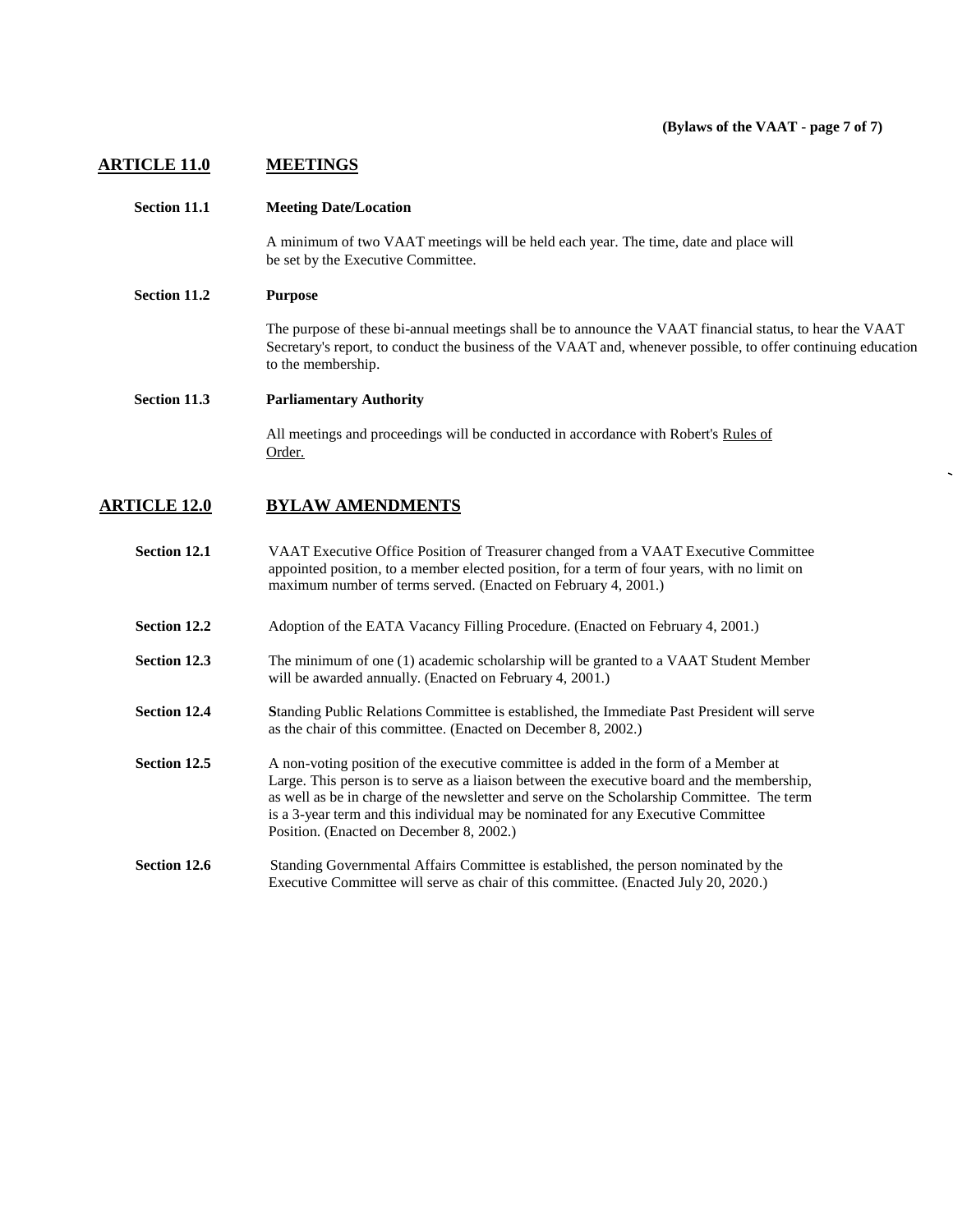## ARTICLE 11.0 MEETINGS

**Section 11.1 Meeting Date/Location**

A minimum of two VAAT meetings will be held each year. The time, date and place will be set by the Executive Committee.

**Section 11.2 Purpose**

The purpose of these bi-annual meetings shall be to announce the VAAT financial status, to hear the VAAT Secretary's report, to conduct the business of the VAAT and, whenever possible, to offer continuing education to the membership.

**Section 11.3 Parliamentary Authority**

All meetings and proceedings will be conducted in accordance with Robert's Rules of Order.

## ARTICLE 12.0 BYLAW AMENDMENTS

**Section 12.1** VAAT Executive Office Position of Treasurer changed from a VAAT Executive Committee appointed position, to a member elected position, for a term of four years, with no limit on maximum number of terms served. (Enacted on February 4, 2001.)

**Section 12.2** Adoption of the EATA Vacancy Filling Procedure. (Enacted on February 4, 2001.)

**Section 12.3** The minimum of one (1) academic scholarship will be granted to a VAAT Student Member will be awarded annually. (Enacted on February 4, 2001.)

**Section 12.4** **S**tanding Public Relations Committee is established, the Immediate Past President will serve as the chair of this committee. (Enacted on December 8, 2002.)

**Section 12.5** A non-voting position of the executive committee is added in the form of a Member at Large. This person is to serve as a liaison between the executive board and the membership, as well as be in charge of the newsletter and serve on the Scholarship Committee. The term is a 3-year term and this individual may be nominated for any Executive Committee Position. (Enacted on December 8, 2002.)

**Section 12.6** Standing Governmental Affairs Committee is established, the person nominated by the Executive Committee will serve as chair of this committee. (Enacted July 20, 2020.)